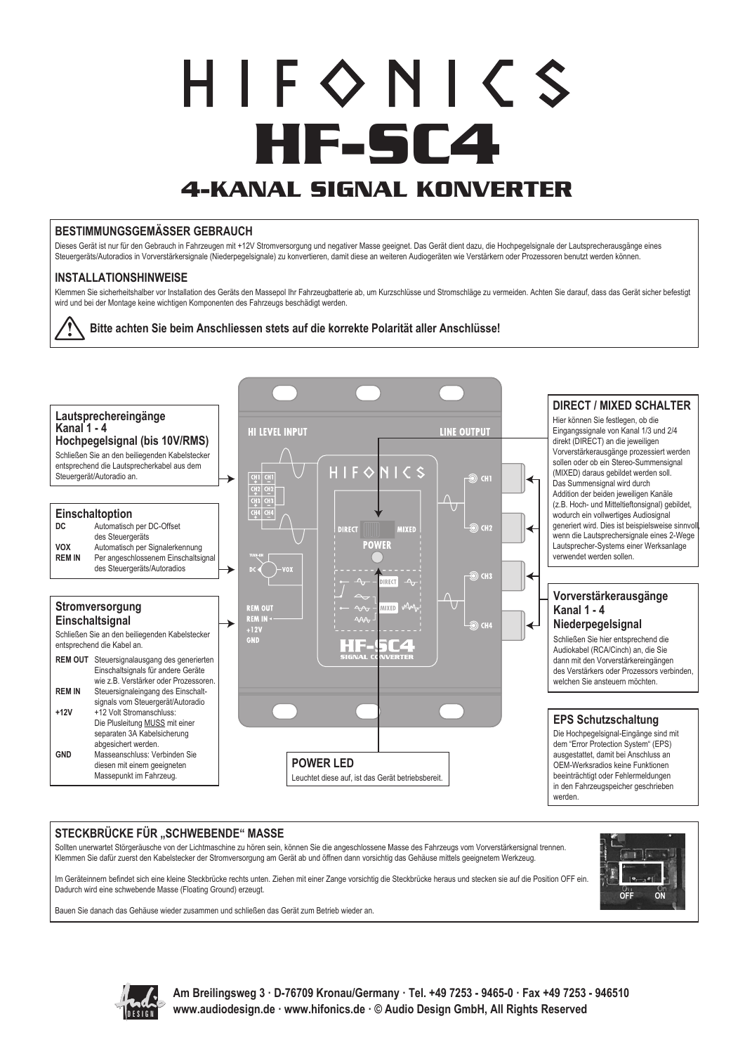# HIFONICS

# HF-SC4

## 4-KANAL SIGNAL KONVERTER

### BESTIMMUNGSGEMÄSSER GEBRAUCH

Dieses Gerät ist nur für den Gebrauch in Fahrzeugen mit +12V Stromversorgung und negativer Masse geeignet. Das Gerät dient dazu, die Hochpegelsignale der Lautsprecherausgänge eines Steuergeräts/Autoradios in Vorverstärkersignale (Niederpegelsignale) zu konvertieren, damit diese an weiteren Audiogeräten wie Verstärkern oder Prozessoren benutzt werden können.

### INSTALLATIONSHINWEISE

Klemmen Sie sicherheitshalber vor Installation des Geräts den Massepol Ihr Fahrzeugbatterie ab, um Kurzschlüsse und Stromschläge zu vermeiden. Achten Sie darauf, dass das Gerät sicher befestigt wird und bei der Montage keine wichtigen Komponenten des Fahrzeugs beschädigt werden.

**Bitte achten Sie beim Anschliessen stets auf die korrekte Polarität aller Anschlüsse!**

### Lautsprechereingänge Kanal 1 - 4 Hochpegelsignal (bis 10V/RMS)

Schließen Sie an den beiliegenden Kabelstecker entsprechend die Lautsprecherkabel aus dem Steuergerät/Autoradio an.

### Einschaltoption

| | |
|---|---|
| **DC** | Automatisch per DC-Offset des Steuergeräts |
| **VOX** | Automatisch per Signalerkennung |
| **REM IN** | Per angeschlossenem Einschaltsignal des Steuergeräts/Autoradios |

### Stromversorgung Einschaltsignal

Schließen Sie an den beiliegenden Kabelstecker entsprechend die Kabel an.

| | |
|---|---|
| **REM OUT** | Steuersignalausgang des generierten Einschaltsignals für andere Geräte wie z.B. Verstärker oder Prozessoren. |
| **REM IN** | Steuersignaleingang des Einschaltsignals vom Steuergerät/Autoradio |
| **+12V** | +12 Volt Stromanschluss: Die Plusleitung MUSS mit einer separaten 3A Kabelsicherung abgesichert werden. |
| **GND** | Masseanschluss: Verbinden Sie diesen mit einem geeigneten Massepunkt im Fahrzeug. |

### POWER LED

Leuchtet diese auf, ist das Gerät betriebsbereit.

### DIRECT / MIXED SCHALTER

Hier können Sie festlegen, ob die Eingangssignale von Kanal 1/3 und 2/4 direkt (DIRECT) an die jeweiligen Vorverstärkerausgänge prozessiert werden sollen oder ob ein Stereo-Summensignal (MIXED) daraus gebildet werden soll. Das Summensignal wird durch Addition der beiden jeweiligen Kanäle (z.B. Hoch- und Mitteltieftonsignal) gebildet, wodurch ein vollwertiges Audiosignal generiert wird. Dies ist beispielsweise sinnvoll, wenn die Lautsprechersignale eines 2-Wege Lautsprecher-Systems einer Werksanlage verwendet werden sollen.

### Vorverstärkerausgänge Kanal 1 - 4 Niederpegelsignal

Schließen Sie hier entsprechend die Audiokabel (RCA/Cinch) an, die Sie dann mit den Vorverstärkereingängen des Verstärkers oder Prozessors verbinden, welchen Sie ansteuern möchten.

### EPS Schutzschaltung

Die Hochpegelsignal-Eingänge sind mit dem "Error Protection System" (EPS) ausgestattet, damit bei Anschluss an OEM-Werksradios keine Funktionen beeinträchtigt oder Fehlermeldungen in den Fahrzeugspeicher geschrieben werden.

### STECKBRÜCKE FÜR „SCHWEBENDE" MASSE

Sollten unerwartet Störgeräusche von der Lichtmaschine zu hören sein, können Sie die angeschlossene Masse des Fahrzeugs vom Vorverstärkersignal trennen. Klemmen Sie dafür zuerst den Kabelstecker der Stromversorgung am Gerät ab und öffnen dann vorsichtig das Gehäuse mittels geeignetem Werkzeug.

Im Geräteinnern befindet sich eine kleine Steckbrücke rechts unten. Ziehen mit einer Zange vorsichtig die Steckbrücke heraus und stecken sie auf die Position OFF ein. Dadurch wird eine schwebende Masse (Floating Ground) erzeugt.

Bauen Sie danach das Gehäuse wieder zusammen und schließen Sie das Gerät zum Betrieb wieder an.

Am Breilingsweg 3 · D-76709 Kronau/Germany · Tel. +49 7253 - 9465-0 · Fax +49 7253 - 946510
www.audiodesign.de · www.hifonics.de · © Audio Design GmbH, All Rights Reserved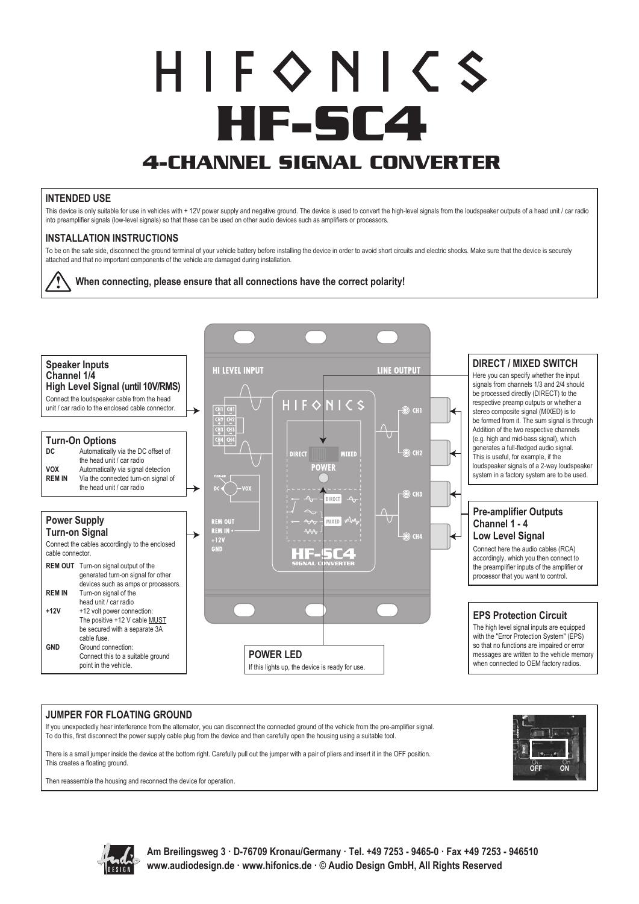# HIFONICS

# HF-SC4

## 4-CHANNEL SIGNAL CONVERTER

### INTENDED USE

This device is only suitable for use in vehicles with + 12V power supply and negative ground. The device is used to convert the high-level signals from the loudspeaker outputs of a head unit / car radio into preamplifier signals (low-level signals) so that these can be used on other audio devices such as amplifiers or processors.

### INSTALLATION INSTRUCTIONS

To be on the safe side, disconnect the ground terminal of your vehicle battery before installing the device in order to avoid short circuits and electric shocks. Make sure that the device is securely attached and that no important components of the vehicle are damaged during installation.

**When connecting, please ensure that all connections have the correct polarity!**

### Speaker Inputs Channel 1/4 High Level Signal (until 10V/RMS)

Connect the loudspeaker cable from the head unit / car radio to the enclosed cable connector.

### Turn-On Options

| | |
|---|---|
| **DC** | Automatically via the DC offset of the head unit / car radio |
| **VOX** | Automatically via signal detection |
| **REM IN** | Via the connected turn-on signal of the head unit / car radio |

### Power Supply Turn-on Signal

Connect the cables accordingly to the enclosed cable connector.

| | |
|---|---|
| **REM OUT** | Turn-on signal output of the generated turn-on signal for other devices such as amps or processors. |
| **REM IN** | Turn-on signal of the head unit / car radio |
| **+12V** | +12 volt power connection: The positive +12 V cable MUST be secured with a separate 3A cable fuse. |
| **GND** | Ground connection: Connect this to a suitable ground point in the vehicle. |

HI LEVEL INPUT

LINE OUTPUT

CH1 CH1 CH2 CH2 CH3 CH3 CH4 CH4

TURN-ON

DC VOX

REM OUT

REM IN

+12V

GND

HIFONICS

DIRECT MIXED

POWER

DIRECT

MIXED

HF-SC4 SIGNAL CONVERTER

CH1

CH2

CH3

CH4

### DIRECT / MIXED SWITCH

Here you can specify whether the input signals from channels 1/3 and 2/4 should be processed directly (DIRECT) to the respective preamp outputs or whether a stereo composite signal (MIXED) is to be formed from it. The sum signal is through Addition of the two respective channels (e.g. high and mid-bass signal), which generates a full-fledged audio signal. This is useful, for example, if the loudspeaker signals of a 2-way loudspeaker system in a factory system are to be used.

### Pre-amplifier Outputs Channel 1 - 4 Low Level Signal

Connect here the audio cables (RCA) accordingly, which you then connect to the preamplifier inputs of the amplifier or processor that you want to control.

### EPS Protection Circuit

The high level signal inputs are equipped with the "Error Protection System" (EPS) so that no functions are impaired or error messages are written to the vehicle memory when connected to OEM factory radios.

### POWER LED

If this lights up, the device is ready for use.

### JUMPER FOR FLOATING GROUND

If you unexpectedly hear interference from the alternator, you can disconnect the connected ground of the vehicle from the pre-amplifier signal. To do this, first disconnect the power supply cable plug from the device and then carefully open the housing using a suitable tool.

There is a small jumper inside the device at the bottom right. Carefully pull out the jumper with a pair of pliers and insert it in the OFF position. This creates a floating ground.

Then reassemble the housing and reconnect the device for operation.

OFF ON

**Am Breilingsweg 3 · D-76709 Kronau/Germany · Tel. +49 7253 - 9465-0 · Fax +49 7253 - 946510**
**www.audiodesign.de · www.hifonics.de · © Audio Design GmbH, All Rights Reserved**